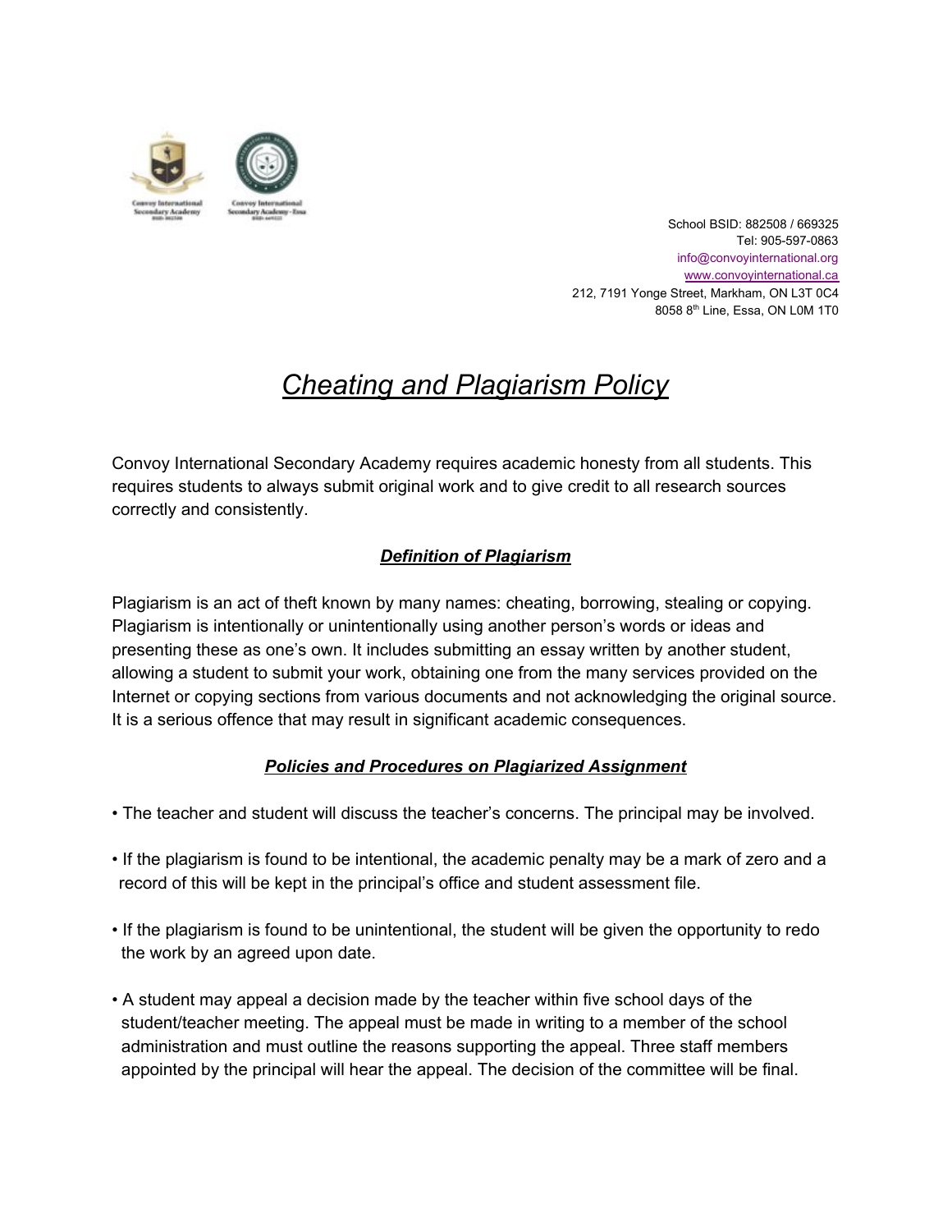School BSID: 882508 / 669325
Tel: 905-597-0863
info@convoyinternational.org
www.convoyinternational.ca
212, 7191 Yonge Street, Markham, ON L3T 0C4
8058 8th Line, Essa, ON L0M 1T0

# *Cheating and Plagiarism Policy*

Convoy International Secondary Academy requires academic honesty from all students. This requires students to always submit original work and to give credit to all research sources correctly and consistently.

## *Definition of Plagiarism*

Plagiarism is an act of theft known by many names: cheating, borrowing, stealing or copying. Plagiarism is intentionally or unintentionally using another person's words or ideas and presenting these as one's own. It includes submitting an essay written by another student, allowing a student to submit your work, obtaining one from the many services provided on the Internet or copying sections from various documents and not acknowledging the original source. It is a serious offence that may result in significant academic consequences.

## *Policies and Procedures on Plagiarized Assignment*

- The teacher and student will discuss the teacher's concerns. The principal may be involved.
- If the plagiarism is found to be intentional, the academic penalty may be a mark of zero and a record of this will be kept in the principal's office and student assessment file.
- If the plagiarism is found to be unintentional, the student will be given the opportunity to redo the work by an agreed upon date.
- A student may appeal a decision made by the teacher within five school days of the student/teacher meeting. The appeal must be made in writing to a member of the school administration and must outline the reasons supporting the appeal. Three staff members appointed by the principal will hear the appeal. The decision of the committee will be final.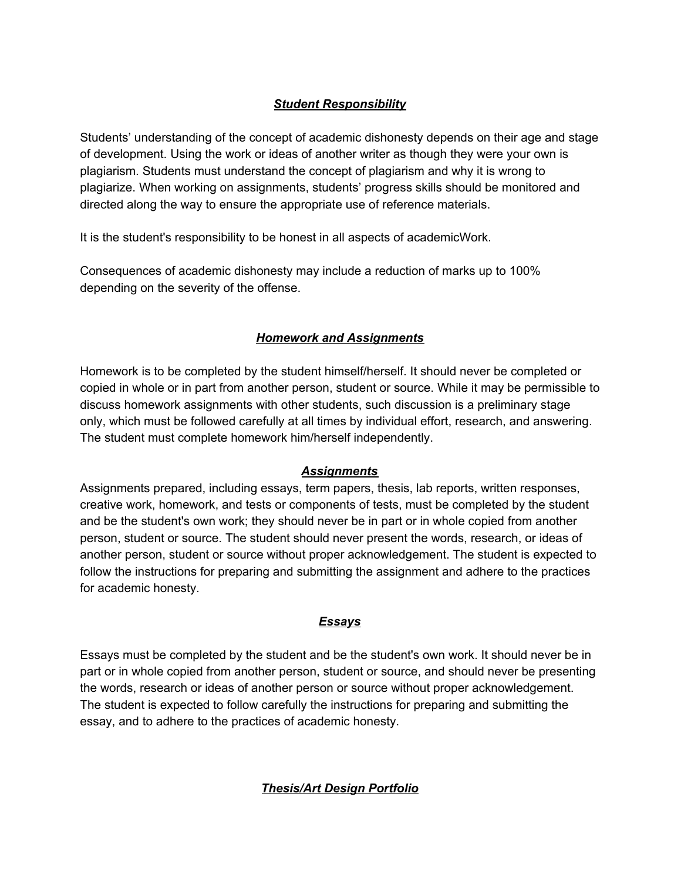### ***Student Responsibility***

Students' understanding of the concept of academic dishonesty depends on their age and stage of development. Using the work or ideas of another writer as though they were your own is plagiarism. Students must understand the concept of plagiarism and why it is wrong to plagiarize. When working on assignments, students' progress skills should be monitored and directed along the way to ensure the appropriate use of reference materials.

It is the student's responsibility to be honest in all aspects of academicWork.

Consequences of academic dishonesty may include a reduction of marks up to 100% depending on the severity of the offense.

### ***Homework and Assignments***

Homework is to be completed by the student himself/herself. It should never be completed or copied in whole or in part from another person, student or source. While it may be permissible to discuss homework assignments with other students, such discussion is a preliminary stage only, which must be followed carefully at all times by individual effort, research, and answering. The student must complete homework him/herself independently.

### ***Assignments***

Assignments prepared, including essays, term papers, thesis, lab reports, written responses, creative work, homework, and tests or components of tests, must be completed by the student and be the student's own work; they should never be in part or in whole copied from another person, student or source. The student should never present the words, research, or ideas of another person, student or source without proper acknowledgement. The student is expected to follow the instructions for preparing and submitting the assignment and adhere to the practices for academic honesty.

### ***Essays***

Essays must be completed by the student and be the student's own work. It should never be in part or in whole copied from another person, student or source, and should never be presenting the words, research or ideas of another person or source without proper acknowledgement. The student is expected to follow carefully the instructions for preparing and submitting the essay, and to adhere to the practices of academic honesty.

### ***Thesis/Art Design Portfolio***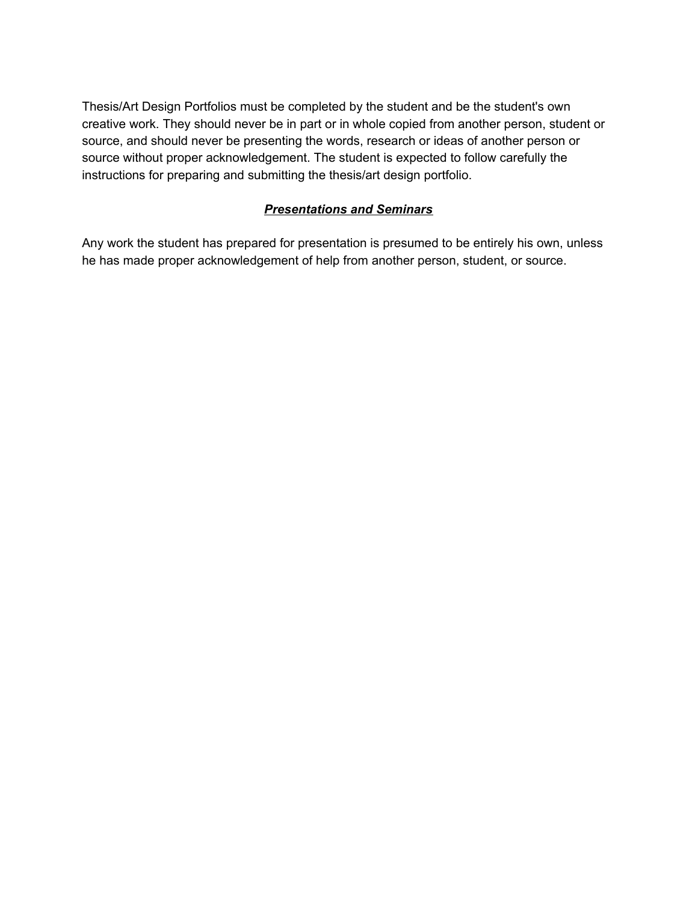Thesis/Art Design Portfolios must be completed by the student and be the student's own creative work. They should never be in part or in whole copied from another person, student or source, and should never be presenting the words, research or ideas of another person or source without proper acknowledgement. The student is expected to follow carefully the instructions for preparing and submitting the thesis/art design portfolio.

### ***Presentations and Seminars***

Any work the student has prepared for presentation is presumed to be entirely his own, unless he has made proper acknowledgement of help from another person, student, or source.